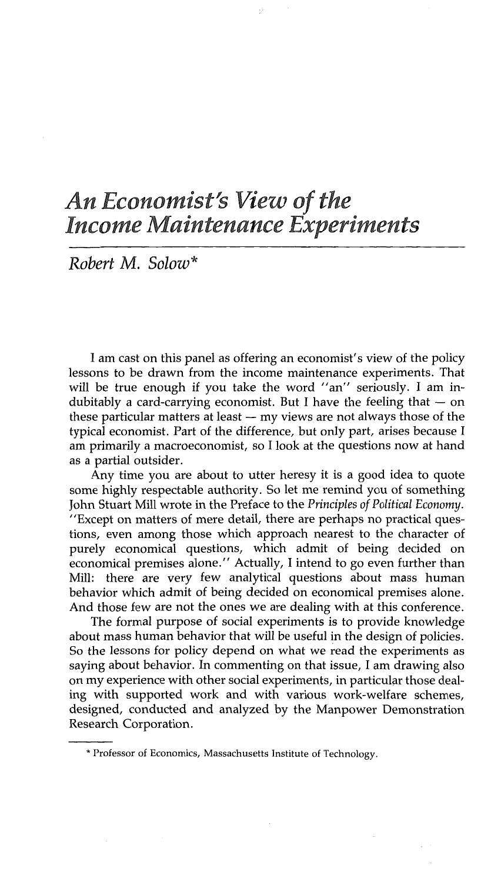# *An Economist's View of the Income Maintenance Experiments*

*Robert M. Solow\**

I am cast on this panel as offering an economist's view of the policy lessons to be drawn from the income maintenance experiments. That will be true enough if you take the word "an" seriously. I am indubitably a card-carrying economist. But I have the feeling that — on these particular matters at least — my views are not always those of the typical economist. Part of the difference, but only part, arises because I am primarily a macroeconomist, so I look at the questions now at hand as a partial outsider.

Any time you are about to utter heresy it is a good idea to quote some highly respectable authority. So let me remind you of something John Stuart Mill wrote in the Preface to the *Principles of Political Economy*. "Except on matters of mere detail, there are perhaps no practical questions, even among those which approach nearest to the character of purely economical questions, which admit of being decided on economical premises alone." Actually, I intend to go even further than Mill: there are very few analytical questions about mass human behavior which admit of being decided on economical premises alone. And those few are not the ones we are dealing with at this conference.

The formal purpose of social experiments is to provide knowledge about mass human behavior that will be useful in the design of policies. So the lessons for policy depend on what we read the experiments as saying about behavior. In commenting on that issue, I am drawing also on my experience with other social experiments, in particular those dealing with supported work and with various work-welfare schemes, designed, conducted and analyzed by the Manpower Demonstration Research Corporation.

---

\* Professor of Economics, Massachusetts Institute of Technology.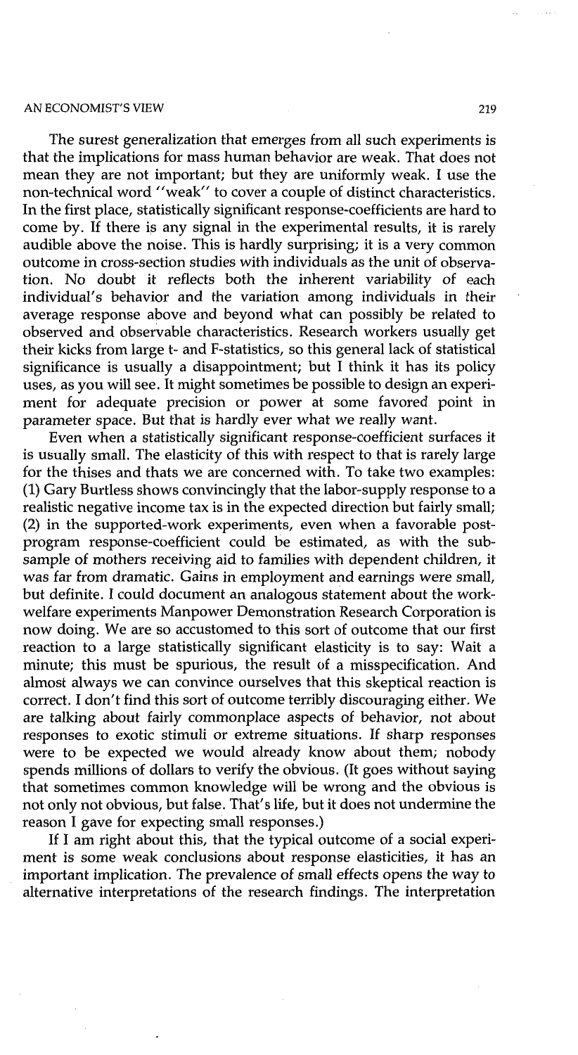The surest generalization that emerges from all such experiments is that the implications for mass human behavior are weak. That does not mean they are not important; but they are uniformly weak. I use the non-technical word "weak" to cover a couple of distinct characteristics. In the first place, statistically significant response-coefficients are hard to come by. If there is any signal in the experimental results, it is rarely audible above the noise. This is hardly surprising; it is a very common outcome in cross-section studies with individuals as the unit of observation. No doubt it reflects both the inherent variability of each individual's behavior and the variation among individuals in their average response above and beyond what can possibly be related to observed and observable characteristics. Research workers usually get their kicks from large t- and F-statistics, so this general lack of statistical significance is usually a disappointment; but I think it has its policy uses, as you will see. It might sometimes be possible to design an experiment for adequate precision or power at some favored point in parameter space. But that is hardly ever what we really want.

Even when a statistically significant response-coefficient surfaces it is usually small. The elasticity of this with respect to that is rarely large for the thises and thats we are concerned with. To take two examples: (1) Gary Burtless shows convincingly that the labor-supply response to a realistic negative income tax is in the expected direction but fairly small; (2) in the supported-work experiments, even when a favorable post-program response-coefficient could be estimated, as with the sub-sample of mothers receiving aid to families with dependent children, it was far from dramatic. Gains in employment and earnings were small, but definite. I could document an analogous statement about the work-welfare experiments Manpower Demonstration Research Corporation is now doing. We are so accustomed to this sort of outcome that our first reaction to a large statistically significant elasticity is to say: Wait a minute; this must be spurious, the result of a misspecification. And almost always we can convince ourselves that this skeptical reaction is correct. I don't find this sort of outcome terribly discouraging either. We are talking about fairly commonplace aspects of behavior, not about responses to exotic stimuli or extreme situations. If sharp responses were to be expected we would already know about them; nobody spends millions of dollars to verify the obvious. (It goes without saying that sometimes common knowledge will be wrong and the obvious is not only not obvious, but false. That's life, but it does not undermine the reason I gave for expecting small responses.)

If I am right about this, that the typical outcome of a social experiment is some weak conclusions about response elasticities, it has an important implication. The prevalence of small effects opens the way to alternative interpretations of the research findings. The interpretation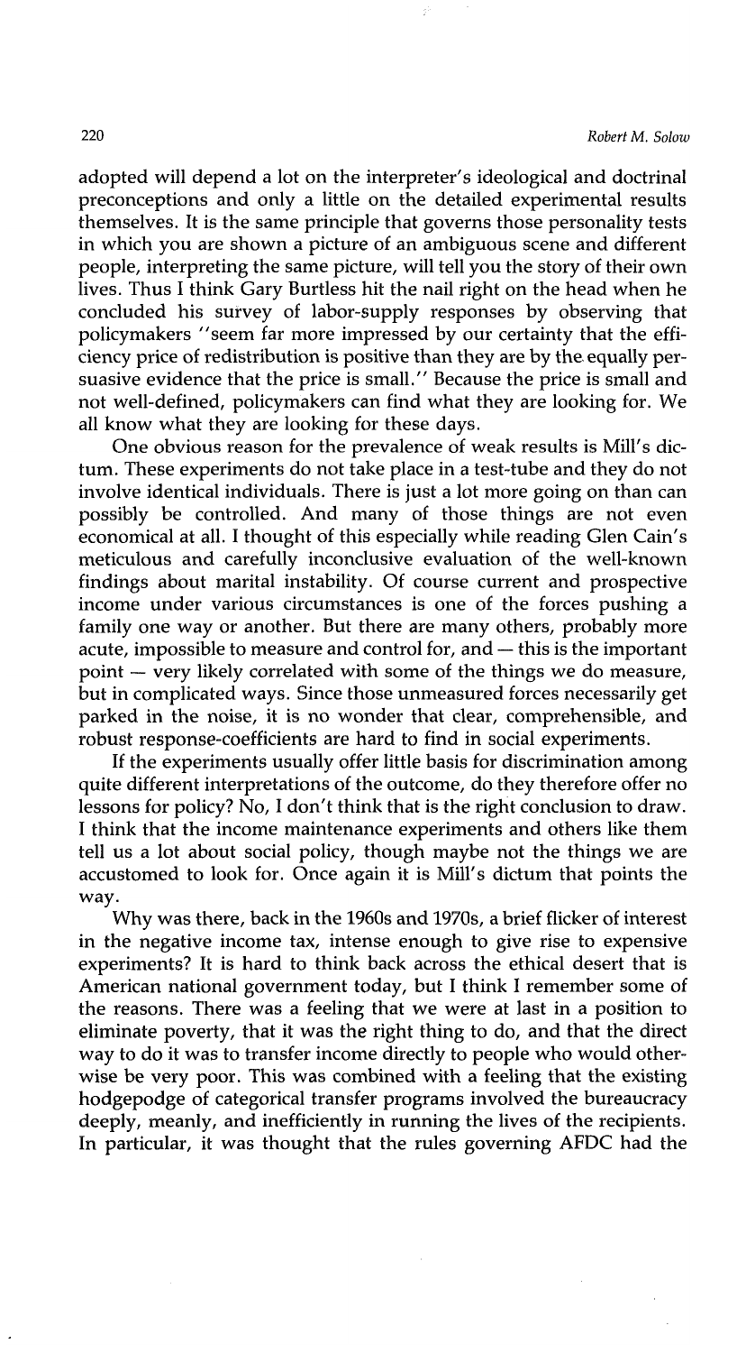adopted will depend a lot on the interpreter's ideological and doctrinal preconceptions and only a little on the detailed experimental results themselves. It is the same principle that governs those personality tests in which you are shown a picture of an ambiguous scene and different people, interpreting the same picture, will tell you the story of their own lives. Thus I think Gary Burtless hit the nail right on the head when he concluded his survey of labor-supply responses by observing that policymakers "seem far more impressed by our certainty that the efficiency price of redistribution is positive than they are by the equally persuasive evidence that the price is small." Because the price is small and not well-defined, policymakers can find what they are looking for. We all know what they are looking for these days.

One obvious reason for the prevalence of weak results is Mill's dictum. These experiments do not take place in a test-tube and they do not involve identical individuals. There is just a lot more going on than can possibly be controlled. And many of those things are not even economical at all. I thought of this especially while reading Glen Cain's meticulous and carefully inconclusive evaluation of the well-known findings about marital instability. Of course current and prospective income under various circumstances is one of the forces pushing a family one way or another. But there are many others, probably more acute, impossible to measure and control for, and — this is the important point — very likely correlated with some of the things we do measure, but in complicated ways. Since those unmeasured forces necessarily get parked in the noise, it is no wonder that clear, comprehensible, and robust response-coefficients are hard to find in social experiments.

If the experiments usually offer little basis for discrimination among quite different interpretations of the outcome, do they therefore offer no lessons for policy? No, I don't think that is the right conclusion to draw. I think that the income maintenance experiments and others like them tell us a lot about social policy, though maybe not the things we are accustomed to look for. Once again it is Mill's dictum that points the way.

Why was there, back in the 1960s and 1970s, a brief flicker of interest in the negative income tax, intense enough to give rise to expensive experiments? It is hard to think back across the ethical desert that is American national government today, but I think I remember some of the reasons. There was a feeling that we were at last in a position to eliminate poverty, that it was the right thing to do, and that the direct way to do it was to transfer income directly to people who would otherwise be very poor. This was combined with a feeling that the existing hodgepodge of categorical transfer programs involved the bureaucracy deeply, meanly, and inefficiently in running the lives of the recipients. In particular, it was thought that the rules governing AFDC had the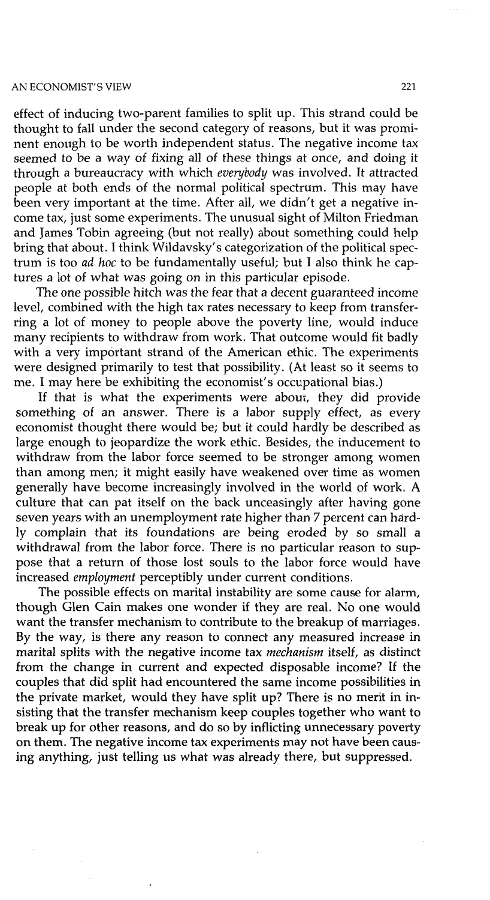effect of inducing two-parent families to split up. This strand could be thought to fall under the second category of reasons, but it was prominent enough to be worth independent status. The negative income tax seemed to be a way of fixing all of these things at once, and doing it through a bureaucracy with which *everybody* was involved. It attracted people at both ends of the normal political spectrum. This may have been very important at the time. After all, we didn't get a negative income tax, just some experiments. The unusual sight of Milton Friedman and James Tobin agreeing (but not really) about something could help bring that about. I think Wildavsky's categorization of the political spectrum is too *ad hoc* to be fundamentally useful; but I also think he captures a lot of what was going on in this particular episode.

The one possible hitch was the fear that a decent guaranteed income level, combined with the high tax rates necessary to keep from transferring a lot of money to people above the poverty line, would induce many recipients to withdraw from work. That outcome would fit badly with a very important strand of the American ethic. The experiments were designed primarily to test that possibility. (At least so it seems to me. I may here be exhibiting the economist's occupational bias.)

If that is what the experiments were about, they did provide something of an answer. There is a labor supply effect, as every economist thought there would be; but it could hardly be described as large enough to jeopardize the work ethic. Besides, the inducement to withdraw from the labor force seemed to be stronger among women than among men; it might easily have weakened over time as women generally have become increasingly involved in the world of work. A culture that can pat itself on the back unceasingly after having gone seven years with an unemployment rate higher than 7 percent can hardly complain that its foundations are being eroded by so small a withdrawal from the labor force. There is no particular reason to suppose that a return of those lost souls to the labor force would have increased *employment* perceptibly under current conditions.

The possible effects on marital instability are some cause for alarm, though Glen Cain makes one wonder if they are real. No one would want the transfer mechanism to contribute to the breakup of marriages. By the way, is there any reason to connect any measured increase in marital splits with the negative income tax *mechanism* itself, as distinct from the change in current and expected disposable income? If the couples that did split had encountered the same income possibilities in the private market, would they have split up? There is no merit in insisting that the transfer mechanism keep couples together who want to break up for other reasons, and do so by inflicting unnecessary poverty on them. The negative income tax experiments may not have been causing anything, just telling us what was already there, but suppressed.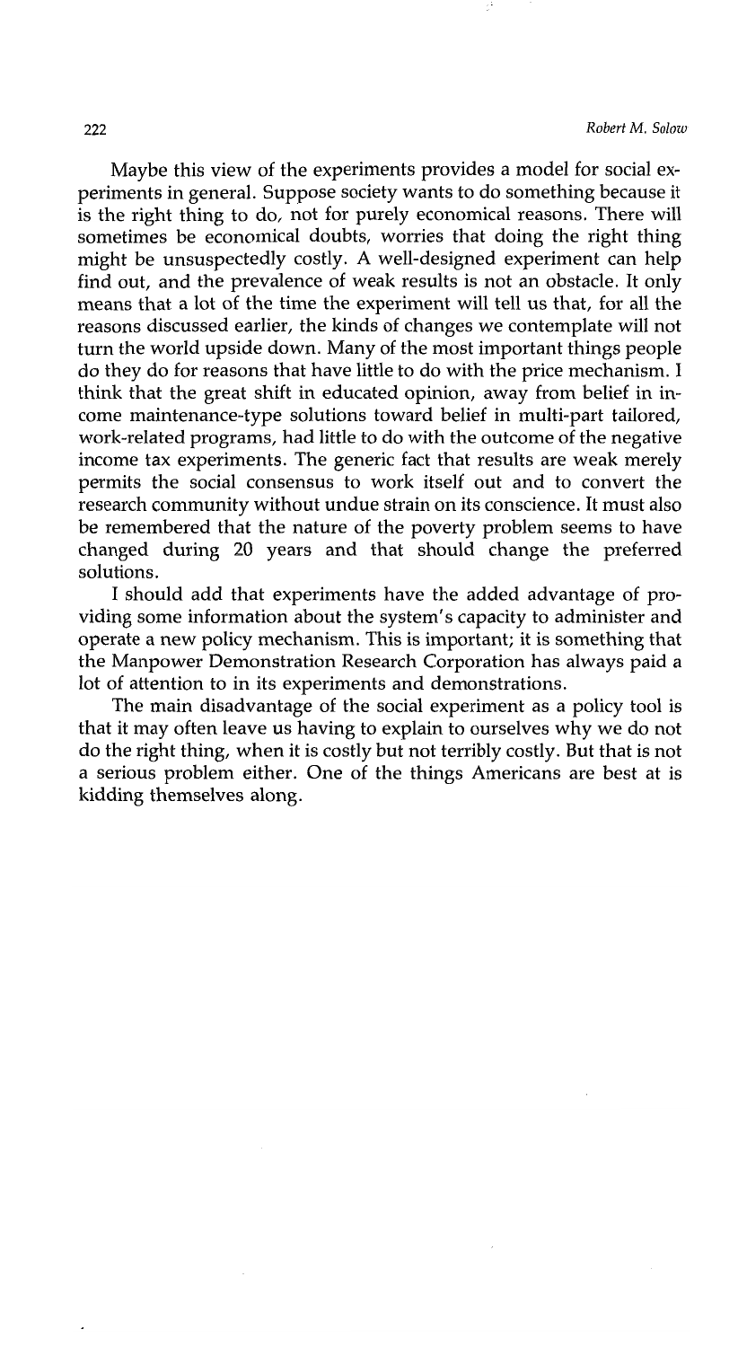Maybe this view of the experiments provides a model for social experiments in general. Suppose society wants to do something because it is the right thing to do, not for purely economical reasons. There will sometimes be economical doubts, worries that doing the right thing might be unsuspectedly costly. A well-designed experiment can help find out, and the prevalence of weak results is not an obstacle. It only means that a lot of the time the experiment will tell us that, for all the reasons discussed earlier, the kinds of changes we contemplate will not turn the world upside down. Many of the most important things people do they do for reasons that have little to do with the price mechanism. I think that the great shift in educated opinion, away from belief in income maintenance-type solutions toward belief in multi-part tailored, work-related programs, had little to do with the outcome of the negative income tax experiments. The generic fact that results are weak merely permits the social consensus to work itself out and to convert the research community without undue strain on its conscience. It must also be remembered that the nature of the poverty problem seems to have changed during 20 years and that should change the preferred solutions.

I should add that experiments have the added advantage of providing some information about the system's capacity to administer and operate a new policy mechanism. This is important; it is something that the Manpower Demonstration Research Corporation has always paid a lot of attention to in its experiments and demonstrations.

The main disadvantage of the social experiment as a policy tool is that it may often leave us having to explain to ourselves why we do not do the right thing, when it is costly but not terribly costly. But that is not a serious problem either. One of the things Americans are best at is kidding themselves along.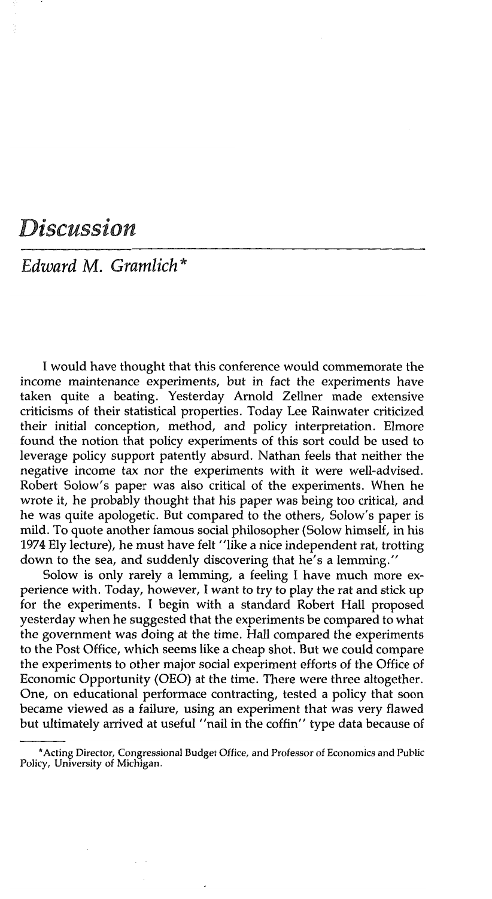# *Discussion*

## *Edward M. Gramlich**

I would have thought that this conference would commemorate the income maintenance experiments, but in fact the experiments have taken quite a beating. Yesterday Arnold Zellner made extensive criticisms of their statistical properties. Today Lee Rainwater criticized their initial conception, method, and policy interpretation. Elmore found the notion that policy experiments of this sort could be used to leverage policy support patently absurd. Nathan feels that neither the negative income tax nor the experiments with it were well-advised. Robert Solow's paper was also critical of the experiments. When he wrote it, he probably thought that his paper was being too critical, and he was quite apologetic. But compared to the others, Solow's paper is mild. To quote another famous social philosopher (Solow himself, in his 1974 Ely lecture), he must have felt "like a nice independent rat, trotting down to the sea, and suddenly discovering that he's a lemming."

Solow is only rarely a lemming, a feeling I have much more experience with. Today, however, I want to try to play the rat and stick up for the experiments. I begin with a standard Robert Hall proposed yesterday when he suggested that the experiments be compared to what the government was doing at the time. Hall compared the experiments to the Post Office, which seems like a cheap shot. But we could compare the experiments to other major social experiment efforts of the Office of Economic Opportunity (OEO) at the time. There were three altogether. One, on educational performace contracting, tested a policy that soon became viewed as a failure, using an experiment that was very flawed but ultimately arrived at useful "nail in the coffin" type data because of

---

*Acting Director, Congressional Budget Office, and Professor of Economics and Public Policy, University of Michigan.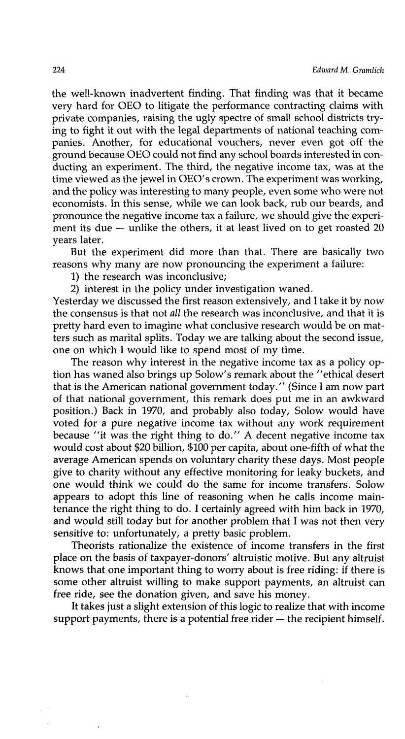the well-known inadvertent finding. That finding was that it became very hard for OEO to litigate the performance contracting claims with private companies, raising the ugly spectre of small school districts trying to fight it out with the legal departments of national teaching companies. Another, for educational vouchers, never even got off the ground because OEO could not find any school boards interested in conducting an experiment. The third, the negative income tax, was at the time viewed as the jewel in OEO's crown. The experiment was working, and the policy was interesting to many people, even some who were not economists. In this sense, while we can look back, rub our beards, and pronounce the negative income tax a failure, we should give the experiment its due — unlike the others, it at least lived on to get roasted 20 years later.

But the experiment did more than that. There are basically two reasons why many are now pronouncing the experiment a failure:

1) the research was inconclusive;
2) interest in the policy under investigation waned.

Yesterday we discussed the first reason extensively, and I take it by now the consensus is that not *all* the research was inconclusive, and that it is pretty hard even to imagine what conclusive research would be on matters such as marital splits. Today we are talking about the second issue, one on which I would like to spend most of my time.

The reason why interest in the negative income tax as a policy option has waned also brings up Solow's remark about the "ethical desert that is the American national government today." (Since I am now part of that national government, this remark does put me in an awkward position.) Back in 1970, and probably also today, Solow would have voted for a pure negative income tax without any work requirement because "it was the right thing to do." A decent negative income tax would cost about $20 billion, $100 per capita, about one-fifth of what the average American spends on voluntary charity these days. Most people give to charity without any effective monitoring for leaky buckets, and one would think we could do the same for income transfers. Solow appears to adopt this line of reasoning when he calls income maintenance the right thing to do. I certainly agreed with him back in 1970, and would still today but for another problem that I was not then very sensitive to: unfortunately, a pretty basic problem.

Theorists rationalize the existence of income transfers in the first place on the basis of taxpayer-donors' altruistic motive. But any altruist knows that one important thing to worry about is free riding: if there is some other altruist willing to make support payments, an altruist can free ride, see the donation given, and save his money.

It takes just a slight extension of this logic to realize that with income support payments, there is a potential free rider — the recipient himself.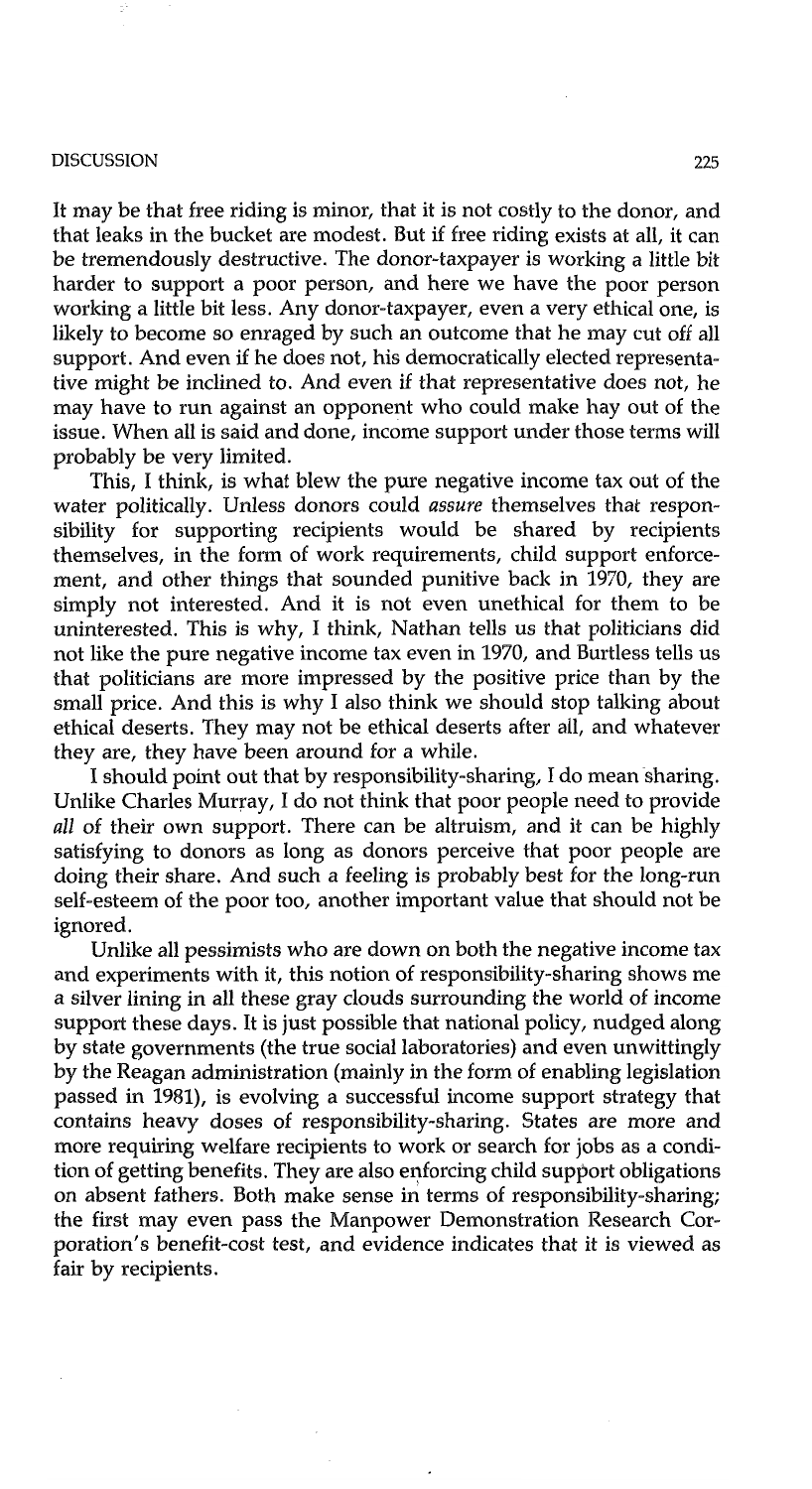It may be that free riding is minor, that it is not costly to the donor, and that leaks in the bucket are modest. But if free riding exists at all, it can be tremendously destructive. The donor-taxpayer is working a little bit harder to support a poor person, and here we have the poor person working a little bit less. Any donor-taxpayer, even a very ethical one, is likely to become so enraged by such an outcome that he may cut off all support. And even if he does not, his democratically elected representative might be inclined to. And even if that representative does not, he may have to run against an opponent who could make hay out of the issue. When all is said and done, income support under those terms will probably be very limited.

This, I think, is what blew the pure negative income tax out of the water politically. Unless donors could *assure* themselves that responsibility for supporting recipients would be shared by recipients themselves, in the form of work requirements, child support enforcement, and other things that sounded punitive back in 1970, they are simply not interested. And it is not even unethical for them to be uninterested. This is why, I think, Nathan tells us that politicians did not like the pure negative income tax even in 1970, and Burtless tells us that politicians are more impressed by the positive price than by the small price. And this is why I also think we should stop talking about ethical deserts. They may not be ethical deserts after all, and whatever they are, they have been around for a while.

I should point out that by responsibility-sharing, I do mean sharing. Unlike Charles Murray, I do not think that poor people need to provide *all* of their own support. There can be altruism, and it can be highly satisfying to donors as long as donors perceive that poor people are doing their share. And such a feeling is probably best for the long-run self-esteem of the poor too, another important value that should not be ignored.

Unlike all pessimists who are down on both the negative income tax and experiments with it, this notion of responsibility-sharing shows me a silver lining in all these gray clouds surrounding the world of income support these days. It is just possible that national policy, nudged along by state governments (the true social laboratories) and even unwittingly by the Reagan administration (mainly in the form of enabling legislation passed in 1981), is evolving a successful income support strategy that contains heavy doses of responsibility-sharing. States are more and more requiring welfare recipients to work or search for jobs as a condition of getting benefits. They are also enforcing child support obligations on absent fathers. Both make sense in terms of responsibility-sharing; the first may even pass the Manpower Demonstration Research Corporation's benefit-cost test, and evidence indicates that it is viewed as fair by recipients.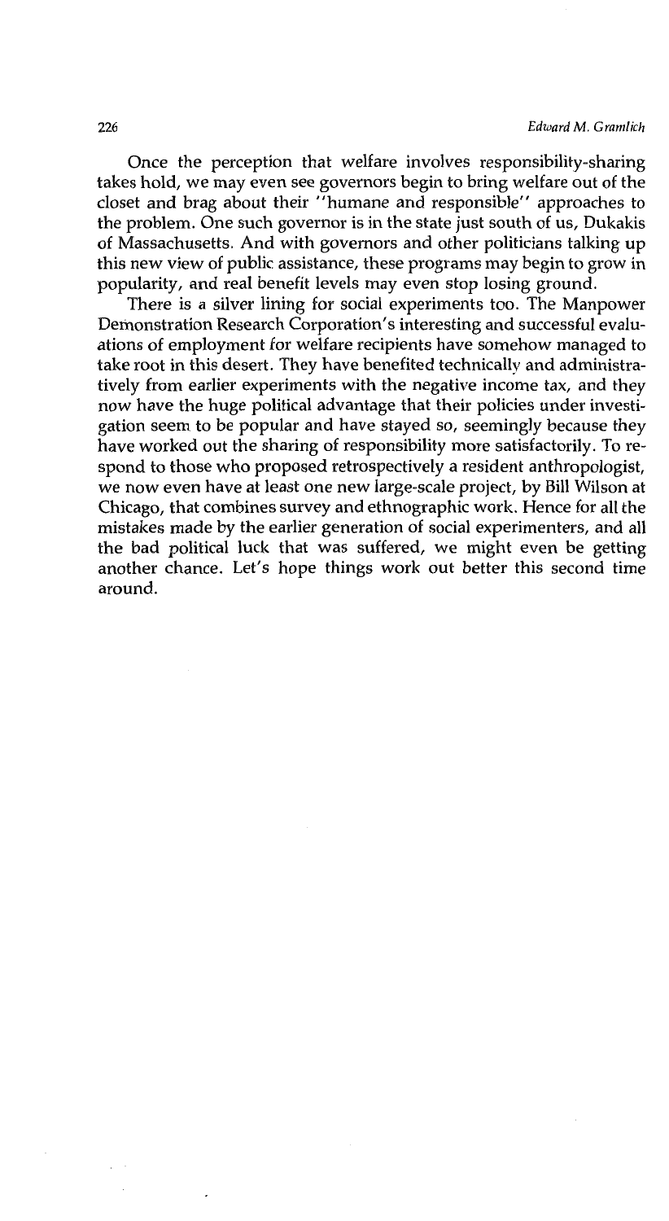Once the perception that welfare involves responsibility-sharing takes hold, we may even see governors begin to bring welfare out of the closet and brag about their "humane and responsible" approaches to the problem. One such governor is in the state just south of us, Dukakis of Massachusetts. And with governors and other politicians talking up this new view of public assistance, these programs may begin to grow in popularity, and real benefit levels may even stop losing ground.

There is a silver lining for social experiments too. The Manpower Demonstration Research Corporation's interesting and successful evaluations of employment for welfare recipients have somehow managed to take root in this desert. They have benefited technically and administratively from earlier experiments with the negative income tax, and they now have the huge political advantage that their policies under investigation seem to be popular and have stayed so, seemingly because they have worked out the sharing of responsibility more satisfactorily. To respond to those who proposed retrospectively a resident anthropologist, we now even have at least one new large-scale project, by Bill Wilson at Chicago, that combines survey and ethnographic work. Hence for all the mistakes made by the earlier generation of social experimenters, and all the bad political luck that was suffered, we might even be getting another chance. Let's hope things work out better this second time around.